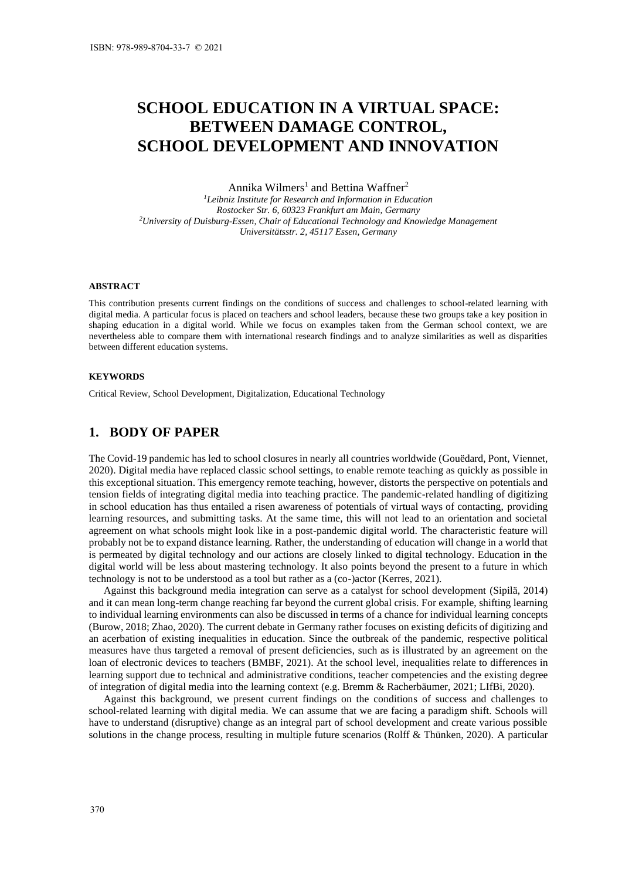# SCHOOL EDUCATION IN A VIRTUAL SPACE: BETWEEN DAMAGE CONTROL, SCHOOL DEVELOPMENT AND INNOVATION

Annika Wilmers[1] and Bettina Waffner[2]

[1]*Leibniz Institute for Research and Information in Education*
*Rostocker Str. 6, 60323 Frankfurt am Main, Germany*
[2]*University of Duisburg-Essen, Chair of Educational Technology and Knowledge Management*
*Universitätsstr. 2, 45117 Essen, Germany*

#### ABSTRACT

This contribution presents current findings on the conditions of success and challenges to school-related learning with digital media. A particular focus is placed on teachers and school leaders, because these two groups take a key position in shaping education in a digital world. While we focus on examples taken from the German school context, we are nevertheless able to compare them with international research findings and to analyze similarities as well as disparities between different education systems.

#### KEYWORDS

Critical Review, School Development, Digitalization, Educational Technology

## 1. BODY OF PAPER

The Covid-19 pandemic has led to school closures in nearly all countries worldwide (Gouëdard, Pont, Viennet, 2020). Digital media have replaced classic school settings, to enable remote teaching as quickly as possible in this exceptional situation. This emergency remote teaching, however, distorts the perspective on potentials and tension fields of integrating digital media into teaching practice. The pandemic-related handling of digitizing in school education has thus entailed a risen awareness of potentials of virtual ways of contacting, providing learning resources, and submitting tasks. At the same time, this will not lead to an orientation and societal agreement on what schools might look like in a post-pandemic digital world. The characteristic feature will probably not be to expand distance learning. Rather, the understanding of education will change in a world that is permeated by digital technology and our actions are closely linked to digital technology. Education in the digital world will be less about mastering technology. It also points beyond the present to a future in which technology is not to be understood as a tool but rather as a (co-)actor (Kerres, 2021).

Against this background media integration can serve as a catalyst for school development (Sipilä, 2014) and it can mean long-term change reaching far beyond the current global crisis. For example, shifting learning to individual learning environments can also be discussed in terms of a chance for individual learning concepts (Burow, 2018; Zhao, 2020). The current debate in Germany rather focuses on existing deficits of digitizing and an acerbation of existing inequalities in education. Since the outbreak of the pandemic, respective political measures have thus targeted a removal of present deficiencies, such as is illustrated by an agreement on the loan of electronic devices to teachers (BMBF, 2021). At the school level, inequalities relate to differences in learning support due to technical and administrative conditions, teacher competencies and the existing degree of integration of digital media into the learning context (e.g. Bremm & Racherbäumer, 2021; LIfBi, 2020).

Against this background, we present current findings on the conditions of success and challenges to school-related learning with digital media. We can assume that we are facing a paradigm shift. Schools will have to understand (disruptive) change as an integral part of school development and create various possible solutions in the change process, resulting in multiple future scenarios (Rolff & Thünken, 2020). A particular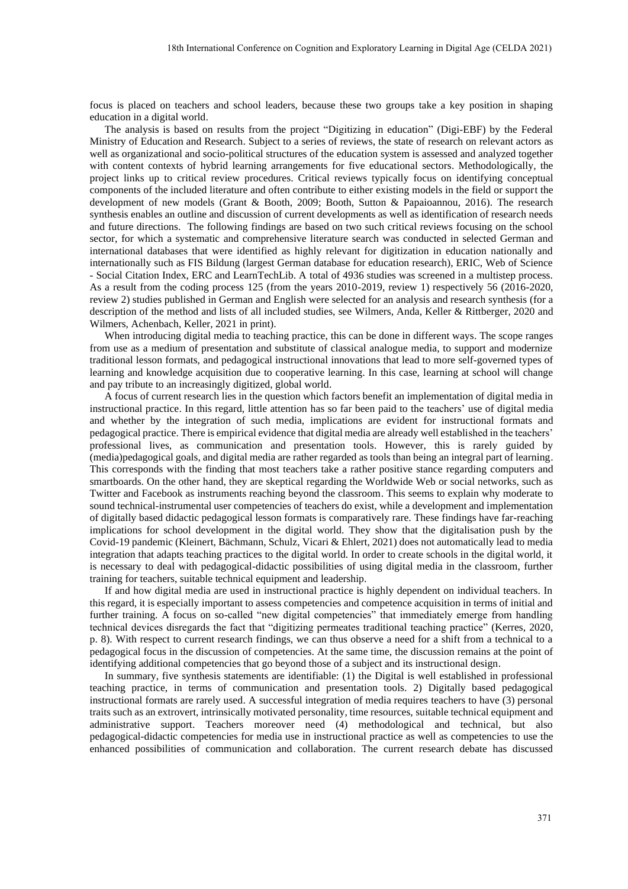focus is placed on teachers and school leaders, because these two groups take a key position in shaping education in a digital world.

The analysis is based on results from the project "Digitizing in education" (Digi-EBF) by the Federal Ministry of Education and Research. Subject to a series of reviews, the state of research on relevant actors as well as organizational and socio-political structures of the education system is assessed and analyzed together with content contexts of hybrid learning arrangements for five educational sectors. Methodologically, the project links up to critical review procedures. Critical reviews typically focus on identifying conceptual components of the included literature and often contribute to either existing models in the field or support the development of new models (Grant & Booth, 2009; Booth, Sutton & Papaioannou, 2016). The research synthesis enables an outline and discussion of current developments as well as identification of research needs and future directions. The following findings are based on two such critical reviews focusing on the school sector, for which a systematic and comprehensive literature search was conducted in selected German and international databases that were identified as highly relevant for digitization in education nationally and internationally such as FIS Bildung (largest German database for education research), ERIC, Web of Science - Social Citation Index, ERC and LearnTechLib. A total of 4936 studies was screened in a multistep process. As a result from the coding process 125 (from the years 2010-2019, review 1) respectively 56 (2016-2020, review 2) studies published in German and English were selected for an analysis and research synthesis (for a description of the method and lists of all included studies, see Wilmers, Anda, Keller & Rittberger, 2020 and Wilmers, Achenbach, Keller, 2021 in print).

When introducing digital media to teaching practice, this can be done in different ways. The scope ranges from use as a medium of presentation and substitute of classical analogue media, to support and modernize traditional lesson formats, and pedagogical instructional innovations that lead to more self-governed types of learning and knowledge acquisition due to cooperative learning. In this case, learning at school will change and pay tribute to an increasingly digitized, global world.

A focus of current research lies in the question which factors benefit an implementation of digital media in instructional practice. In this regard, little attention has so far been paid to the teachers' use of digital media and whether by the integration of such media, implications are evident for instructional formats and pedagogical practice. There is empirical evidence that digital media are already well established in the teachers' professional lives, as communication and presentation tools. However, this is rarely guided by (media)pedagogical goals, and digital media are rather regarded as tools than being an integral part of learning. This corresponds with the finding that most teachers take a rather positive stance regarding computers and smartboards. On the other hand, they are skeptical regarding the Worldwide Web or social networks, such as Twitter and Facebook as instruments reaching beyond the classroom. This seems to explain why moderate to sound technical-instrumental user competencies of teachers do exist, while a development and implementation of digitally based didactic pedagogical lesson formats is comparatively rare. These findings have far-reaching implications for school development in the digital world. They show that the digitalisation push by the Covid-19 pandemic (Kleinert, Bächmann, Schulz, Vicari & Ehlert, 2021) does not automatically lead to media integration that adapts teaching practices to the digital world. In order to create schools in the digital world, it is necessary to deal with pedagogical-didactic possibilities of using digital media in the classroom, further training for teachers, suitable technical equipment and leadership.

If and how digital media are used in instructional practice is highly dependent on individual teachers. In this regard, it is especially important to assess competencies and competence acquisition in terms of initial and further training. A focus on so-called "new digital competencies" that immediately emerge from handling technical devices disregards the fact that "digitizing permeates traditional teaching practice" (Kerres, 2020, p. 8). With respect to current research findings, we can thus observe a need for a shift from a technical to a pedagogical focus in the discussion of competencies. At the same time, the discussion remains at the point of identifying additional competencies that go beyond those of a subject and its instructional design.

In summary, five synthesis statements are identifiable: (1) the Digital is well established in professional teaching practice, in terms of communication and presentation tools. 2) Digitally based pedagogical instructional formats are rarely used. A successful integration of media requires teachers to have (3) personal traits such as an extrovert, intrinsically motivated personality, time resources, suitable technical equipment and administrative support. Teachers moreover need (4) methodological and technical, but also pedagogical-didactic competencies for media use in instructional practice as well as competencies to use the enhanced possibilities of communication and collaboration. The current research debate has discussed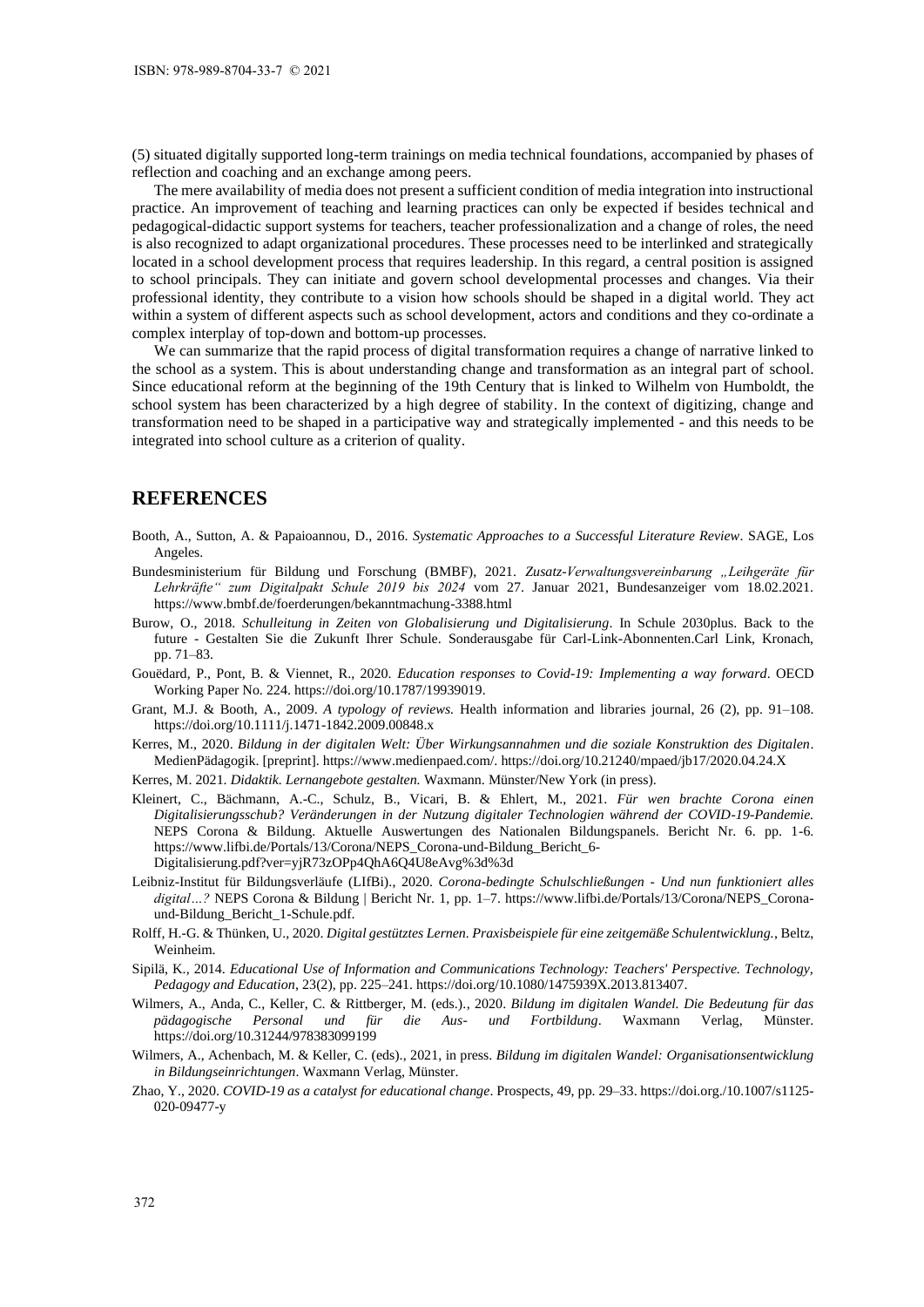(5) situated digitally supported long-term trainings on media technical foundations, accompanied by phases of reflection and coaching and an exchange among peers.

The mere availability of media does not present a sufficient condition of media integration into instructional practice. An improvement of teaching and learning practices can only be expected if besides technical and pedagogical-didactic support systems for teachers, teacher professionalization and a change of roles, the need is also recognized to adapt organizational procedures. These processes need to be interlinked and strategically located in a school development process that requires leadership. In this regard, a central position is assigned to school principals. They can initiate and govern school developmental processes and changes. Via their professional identity, they contribute to a vision how schools should be shaped in a digital world. They act within a system of different aspects such as school development, actors and conditions and they co-ordinate a complex interplay of top-down and bottom-up processes.

We can summarize that the rapid process of digital transformation requires a change of narrative linked to the school as a system. This is about understanding change and transformation as an integral part of school. Since educational reform at the beginning of the 19th Century that is linked to Wilhelm von Humboldt, the school system has been characterized by a high degree of stability. In the context of digitizing, change and transformation need to be shaped in a participative way and strategically implemented - and this needs to be integrated into school culture as a criterion of quality.

## REFERENCES

Booth, A., Sutton, A. & Papaioannou, D., 2016. *Systematic Approaches to a Successful Literature Review*. SAGE, Los Angeles.

Bundesministerium für Bildung und Forschung (BMBF), 2021. *Zusatz-Verwaltungsvereinbarung „Leihgeräte für Lehrkräfte" zum Digitalpakt Schule 2019 bis 2024* vom 27. Januar 2021, Bundesanzeiger vom 18.02.2021. https://www.bmbf.de/foerderungen/bekanntmachung-3388.html

Burow, O., 2018. *Schulleitung in Zeiten von Globalisierung und Digitalisierung*. In Schule 2030plus. Back to the future - Gestalten Sie die Zukunft Ihrer Schule. Sonderausgabe für Carl-Link-Abonnenten.Carl Link, Kronach, pp. 71–83.

Gouëdard, P., Pont, B. & Viennet, R., 2020. *Education responses to Covid-19: Implementing a way forward*. OECD Working Paper No. 224. https://doi.org/10.1787/19939019.

Grant, M.J. & Booth, A., 2009. *A typology of reviews.* Health information and libraries journal, 26 (2), pp. 91–108. https://doi.org/10.1111/j.1471-1842.2009.00848.x

Kerres, M., 2020. *Bildung in der digitalen Welt: Über Wirkungsannahmen und die soziale Konstruktion des Digitalen*. MedienPädagogik. [preprint]. https://www.medienpaed.com/. https://doi.org/10.21240/mpaed/jb17/2020.04.24.X

Kerres, M. 2021. *Didaktik. Lernangebote gestalten.* Waxmann. Münster/New York (in press).

Kleinert, C., Bächmann, A.-C., Schulz, B., Vicari, B. & Ehlert, M., 2021. *Für wen brachte Corona einen Digitalisierungsschub? Veränderungen in der Nutzung digitaler Technologien während der COVID-19-Pandemie.* NEPS Corona & Bildung. Aktuelle Auswertungen des Nationalen Bildungspanels. Bericht Nr. 6. pp. 1-6. https://www.lifbi.de/Portals/13/Corona/NEPS_Corona-und-Bildung_Bericht_6-Digitalisierung.pdf?ver=yjR73zOPp4QhA6Q4U8eAvg%3d%3d

Leibniz-Institut für Bildungsverläufe (LIfBi)., 2020. *Corona-bedingte Schulschließungen - Und nun funktioniert alles digital…?* NEPS Corona & Bildung | Bericht Nr. 1, pp. 1–7. https://www.lifbi.de/Portals/13/Corona/NEPS_Corona-und-Bildung_Bericht_1-Schule.pdf.

Rolff, H.-G. & Thünken, U., 2020. *Digital gestütztes Lernen. Praxisbeispiele für eine zeitgemäße Schulentwicklung.*, Beltz, Weinheim.

Sipilä, K., 2014. *Educational Use of Information and Communications Technology: Teachers' Perspective. Technology, Pedagogy and Education*, 23(2), pp. 225–241. https://doi.org/10.1080/1475939X.2013.813407.

Wilmers, A., Anda, C., Keller, C. & Rittberger, M. (eds.)., 2020. *Bildung im digitalen Wandel. Die Bedeutung für das pädagogische Personal und für die Aus- und Fortbildung*. Waxmann Verlag, Münster. https://doi.org/10.31244/978383099199

Wilmers, A., Achenbach, M. & Keller, C. (eds)., 2021, in press. *Bildung im digitalen Wandel: Organisationsentwicklung in Bildungseinrichtungen*. Waxmann Verlag, Münster.

Zhao, Y., 2020. *COVID-19 as a catalyst for educational change*. Prospects, 49, pp. 29–33. https://doi.org./10.1007/s1125-020-09477-y